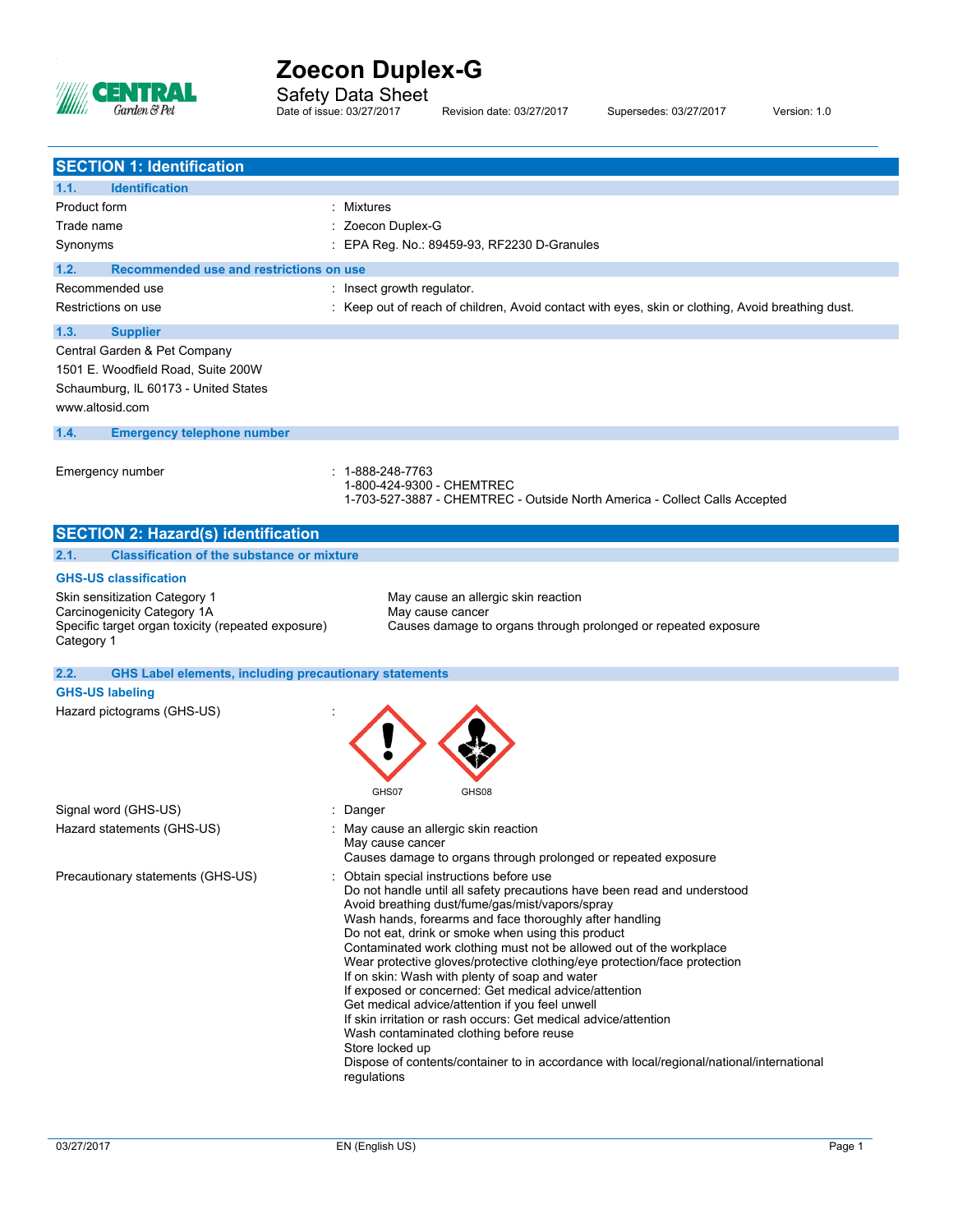# Zoecon Duplex-G

Safety Data Sheet

Date of issue: 03/27/2017 Revision date: 03/27/2017 Supersedes: 03/27/2017 Version: 1.0

## SECTION 1: Identification

### 1.1. Identification

| | |
|---|---|
| Product form | : Mixtures |
| Trade name | : Zoecon Duplex-G |
| Synonyms | : EPA Reg. No.: 89459-93, RF2230 D-Granules |

### 1.2. Recommended use and restrictions on use

| | |
|---|---|
| Recommended use | : Insect growth regulator. |
| Restrictions on use | : Keep out of reach of children, Avoid contact with eyes, skin or clothing, Avoid breathing dust. |

### 1.3. Supplier

Central Garden & Pet Company
1501 E. Woodfield Road, Suite 200W
Schaumburg, IL 60173 - United States
www.altosid.com

### 1.4. Emergency telephone number

Emergency number : 1-888-248-7763
1-800-424-9300 - CHEMTREC
1-703-527-3887 - CHEMTREC - Outside North America - Collect Calls Accepted

## SECTION 2: Hazard(s) identification

### 2.1. Classification of the substance or mixture

**GHS-US classification**

| | |
|---|---|
| Skin sensitization Category 1 | May cause an allergic skin reaction |
| Carcinogenicity Category 1A | May cause cancer |
| Specific target organ toxicity (repeated exposure) Category 1 | Causes damage to organs through prolonged or repeated exposure |

### 2.2. GHS Label elements, including precautionary statements

**GHS-US labeling**

Hazard pictograms (GHS-US) :

GHS07 GHS08

Signal word (GHS-US) : Danger

Hazard statements (GHS-US) :
May cause an allergic skin reaction
May cause cancer
Causes damage to organs through prolonged or repeated exposure

Precautionary statements (GHS-US) :
Obtain special instructions before use
Do not handle until all safety precautions have been read and understood
Avoid breathing dust/fume/gas/mist/vapors/spray
Wash hands, forearms and face thoroughly after handling
Do not eat, drink or smoke when using this product
Contaminated work clothing must not be allowed out of the workplace
Wear protective gloves/protective clothing/eye protection/face protection
If on skin: Wash with plenty of soap and water
If exposed or concerned: Get medical advice/attention
Get medical advice/attention if you feel unwell
If skin irritation or rash occurs: Get medical advice/attention
Wash contaminated clothing before reuse
Store locked up
Dispose of contents/container to in accordance with local/regional/national/international regulations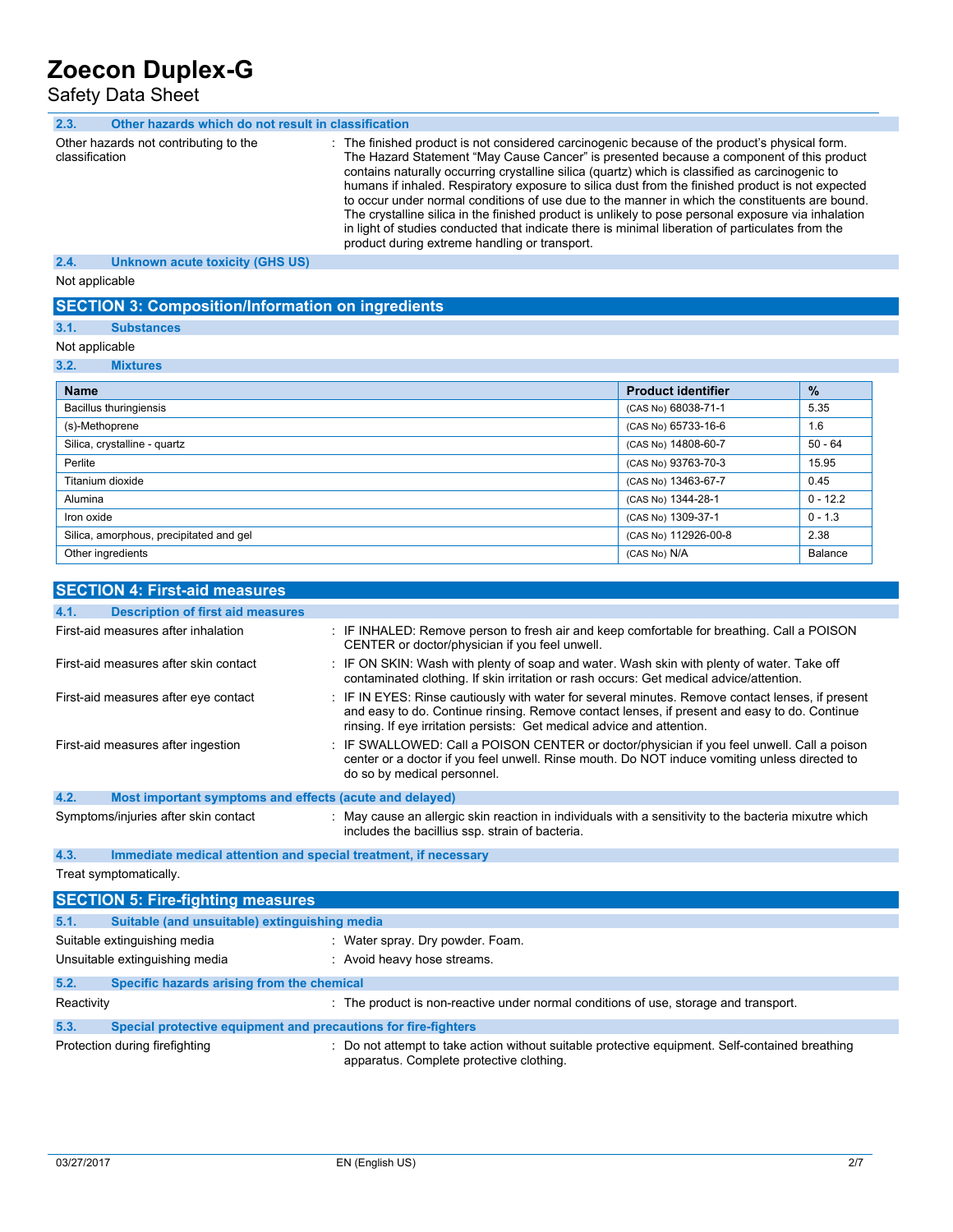### 2.3. Other hazards which do not result in classification

Other hazards not contributing to the classification : The finished product is not considered carcinogenic because of the product's physical form. The Hazard Statement "May Cause Cancer" is presented because a component of this product contains naturally occurring crystalline silica (quartz) which is classified as carcinogenic to humans if inhaled. Respiratory exposure to silica dust from the finished product is not expected to occur under normal conditions of use due to the manner in which the constituents are bound. The crystalline silica in the finished product is unlikely to pose personal exposure via inhalation in light of studies conducted that indicate there is minimal liberation of particulates from the product during extreme handling or transport.

### 2.4. Unknown acute toxicity (GHS US)

Not applicable

## SECTION 3: Composition/Information on ingredients

### 3.1. Substances

Not applicable

### 3.2. Mixtures

| Name | Product identifier | % |
|---|---|---|
| Bacillus thuringiensis | (CAS No) 68038-71-1 | 5.35 |
| (s)-Methoprene | (CAS No) 65733-16-6 | 1.6 |
| Silica, crystalline - quartz | (CAS No) 14808-60-7 | 50 - 64 |
| Perlite | (CAS No) 93763-70-3 | 15.95 |
| Titanium dioxide | (CAS No) 13463-67-7 | 0.45 |
| Alumina | (CAS No) 1344-28-1 | 0 - 12.2 |
| Iron oxide | (CAS No) 1309-37-1 | 0 - 1.3 |
| Silica, amorphous, precipitated and gel | (CAS No) 112926-00-8 | 2.38 |
| Other ingredients | (CAS No) N/A | Balance |

## SECTION 4: First-aid measures

### 4.1. Description of first aid measures

First-aid measures after inhalation : IF INHALED: Remove person to fresh air and keep comfortable for breathing. Call a POISON CENTER or doctor/physician if you feel unwell.

First-aid measures after skin contact : IF ON SKIN: Wash with plenty of soap and water. Wash skin with plenty of water. Take off contaminated clothing. If skin irritation or rash occurs: Get medical advice/attention.

First-aid measures after eye contact : IF IN EYES: Rinse cautiously with water for several minutes. Remove contact lenses, if present and easy to do. Continue rinsing. Remove contact lenses, if present and easy to do. Continue rinsing. If eye irritation persists: Get medical advice and attention.

First-aid measures after ingestion : IF SWALLOWED: Call a POISON CENTER or doctor/physician if you feel unwell. Call a poison center or a doctor if you feel unwell. Rinse mouth. Do NOT induce vomiting unless directed to do so by medical personnel.

### 4.2. Most important symptoms and effects (acute and delayed)

Symptoms/injuries after skin contact : May cause an allergic skin reaction in individuals with a sensitivity to the bacteria mixutre which includes the bacillius ssp. strain of bacteria.

### 4.3. Immediate medical attention and special treatment, if necessary

Treat symptomatically.

## SECTION 5: Fire-fighting measures

### 5.1. Suitable (and unsuitable) extinguishing media

Suitable extinguishing media : Water spray. Dry powder. Foam.

Unsuitable extinguishing media : Avoid heavy hose streams.

### 5.2. Specific hazards arising from the chemical

Reactivity : The product is non-reactive under normal conditions of use, storage and transport.

### 5.3. Special protective equipment and precautions for fire-fighters

Protection during firefighting : Do not attempt to take action without suitable protective equipment. Self-contained breathing apparatus. Complete protective clothing.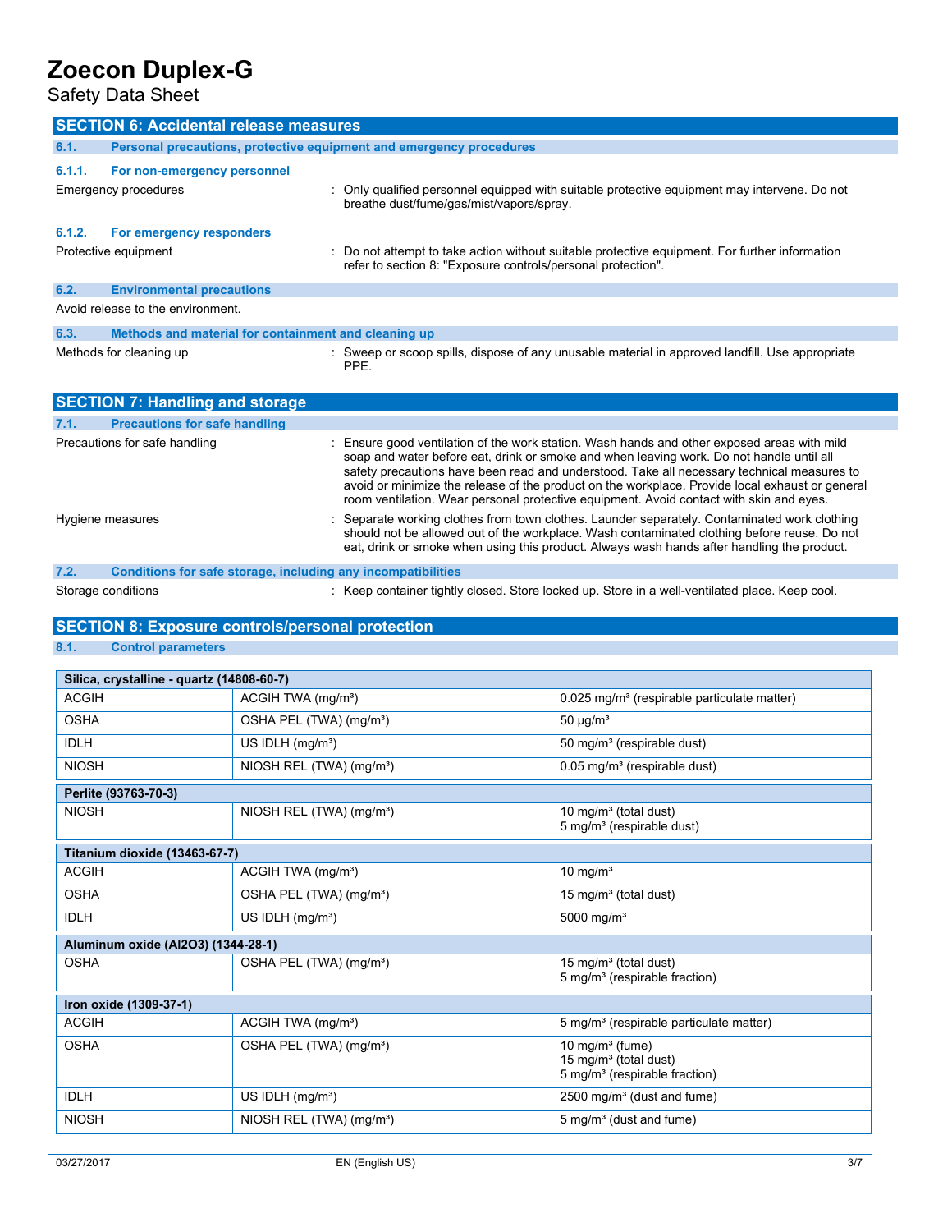## SECTION 6: Accidental release measures

### 6.1. Personal precautions, protective equipment and emergency procedures

#### 6.1.1. For non-emergency personnel

Emergency procedures : Only qualified personnel equipped with suitable protective equipment may intervene. Do not breathe dust/fume/gas/mist/vapors/spray.

#### 6.1.2. For emergency responders

Protective equipment : Do not attempt to take action without suitable protective equipment. For further information refer to section 8: "Exposure controls/personal protection".

### 6.2. Environmental precautions

Avoid release to the environment.

### 6.3. Methods and material for containment and cleaning up

Methods for cleaning up : Sweep or scoop spills, dispose of any unusable material in approved landfill. Use appropriate PPE.

## SECTION 7: Handling and storage

### 7.1. Precautions for safe handling

Precautions for safe handling : Ensure good ventilation of the work station. Wash hands and other exposed areas with mild soap and water before eat, drink or smoke and when leaving work. Do not handle until all safety precautions have been read and understood. Take all necessary technical measures to avoid or minimize the release of the product on the workplace. Provide local exhaust or general room ventilation. Wear personal protective equipment. Avoid contact with skin and eyes.

Hygiene measures : Separate working clothes from town clothes. Launder separately. Contaminated work clothing should not be allowed out of the workplace. Wash contaminated clothing before reuse. Do not eat, drink or smoke when using this product. Always wash hands after handling the product.

### 7.2. Conditions for safe storage, including any incompatibilities

Storage conditions : Keep container tightly closed. Store locked up. Store in a well-ventilated place. Keep cool.

## SECTION 8: Exposure controls/personal protection

### 8.1. Control parameters

| Silica, crystalline - quartz (14808-60-7) | | |
|---|---|---|
| ACGIH | ACGIH TWA (mg/m³) | 0.025 mg/m³ (respirable particulate matter) |
| OSHA | OSHA PEL (TWA) (mg/m³) | 50 µg/m³ |
| IDLH | US IDLH (mg/m³) | 50 mg/m³ (respirable dust) |
| NIOSH | NIOSH REL (TWA) (mg/m³) | 0.05 mg/m³ (respirable dust) |

| Perlite (93763-70-3) | | |
|---|---|---|
| NIOSH | NIOSH REL (TWA) (mg/m³) | 10 mg/m³ (total dust)<br>5 mg/m³ (respirable dust) |

| Titanium dioxide (13463-67-7) | | |
|---|---|---|
| ACGIH | ACGIH TWA (mg/m³) | 10 mg/m³ |
| OSHA | OSHA PEL (TWA) (mg/m³) | 15 mg/m³ (total dust) |
| IDLH | US IDLH (mg/m³) | 5000 mg/m³ |

| Aluminum oxide (Al2O3) (1344-28-1) | | |
|---|---|---|
| OSHA | OSHA PEL (TWA) (mg/m³) | 15 mg/m³ (total dust)<br>5 mg/m³ (respirable fraction) |

| Iron oxide (1309-37-1) | | |
|---|---|---|
| ACGIH | ACGIH TWA (mg/m³) | 5 mg/m³ (respirable particulate matter) |
| OSHA | OSHA PEL (TWA) (mg/m³) | 10 mg/m³ (fume)<br>15 mg/m³ (total dust)<br>5 mg/m³ (respirable fraction) |
| IDLH | US IDLH (mg/m³) | 2500 mg/m³ (dust and fume) |
| NIOSH | NIOSH REL (TWA) (mg/m³) | 5 mg/m³ (dust and fume) |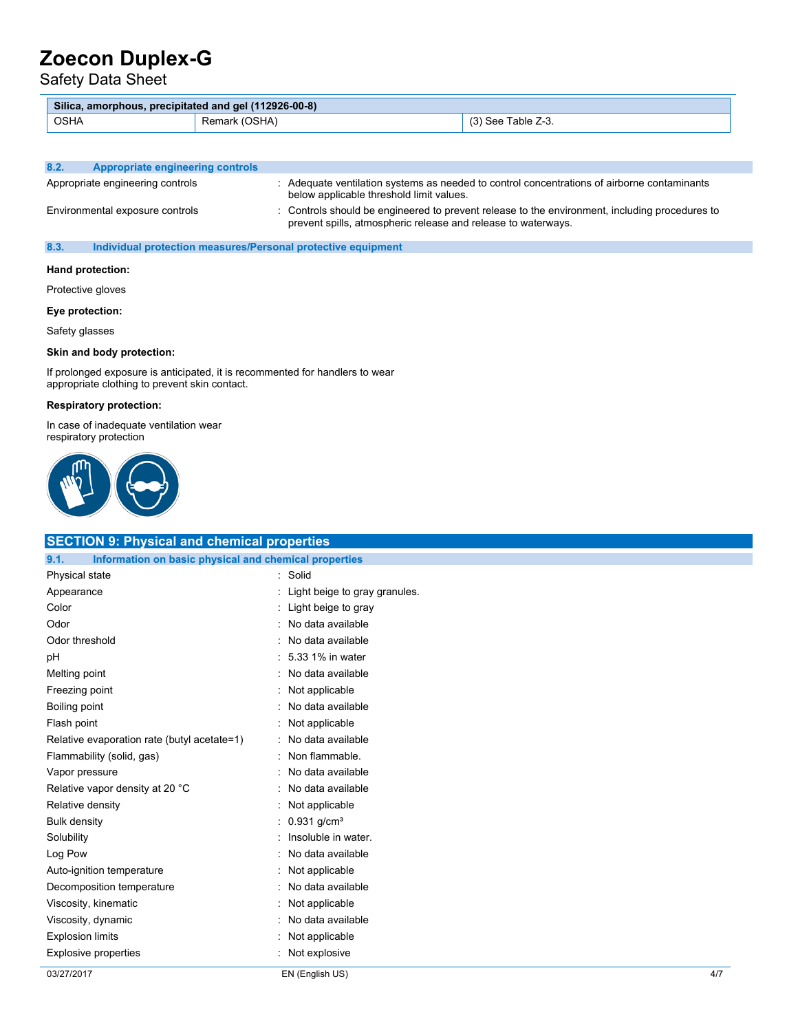| Silica, amorphous, precipitated and gel (112926-00-8) | | |
|---|---|---|
| OSHA | Remark (OSHA) | (3) See Table Z-3. |

### 8.2. Appropriate engineering controls

Appropriate engineering controls : Adequate ventilation systems as needed to control concentrations of airborne contaminants below applicable threshold limit values.

Environmental exposure controls : Controls should be engineered to prevent release to the environment, including procedures to prevent spills, atmospheric release and release to waterways.

### 8.3. Individual protection measures/Personal protective equipment

**Hand protection:**

Protective gloves

**Eye protection:**

Safety glasses

**Skin and body protection:**

If prolonged exposure is anticipated, it is recommented for handlers to wear appropriate clothing to prevent skin contact.

**Respiratory protection:**

In case of inadequate ventilation wear respiratory protection

## SECTION 9: Physical and chemical properties

### 9.1. Information on basic physical and chemical properties

| | |
|---|---|
| Physical state | : Solid |
| Appearance | : Light beige to gray granules. |
| Color | : Light beige to gray |
| Odor | : No data available |
| Odor threshold | : No data available |
| pH | : 5.33 1% in water |
| Melting point | : No data available |
| Freezing point | : Not applicable |
| Boiling point | : No data available |
| Flash point | : Not applicable |
| Relative evaporation rate (butyl acetate=1) | : No data available |
| Flammability (solid, gas) | : Non flammable. |
| Vapor pressure | : No data available |
| Relative vapor density at 20 °C | : No data available |
| Relative density | : Not applicable |
| Bulk density | : 0.931 g/cm³ |
| Solubility | : Insoluble in water. |
| Log Pow | : No data available |
| Auto-ignition temperature | : Not applicable |
| Decomposition temperature | : No data available |
| Viscosity, kinematic | : Not applicable |
| Viscosity, dynamic | : No data available |
| Explosion limits | : Not applicable |
| Explosive properties | : Not explosive |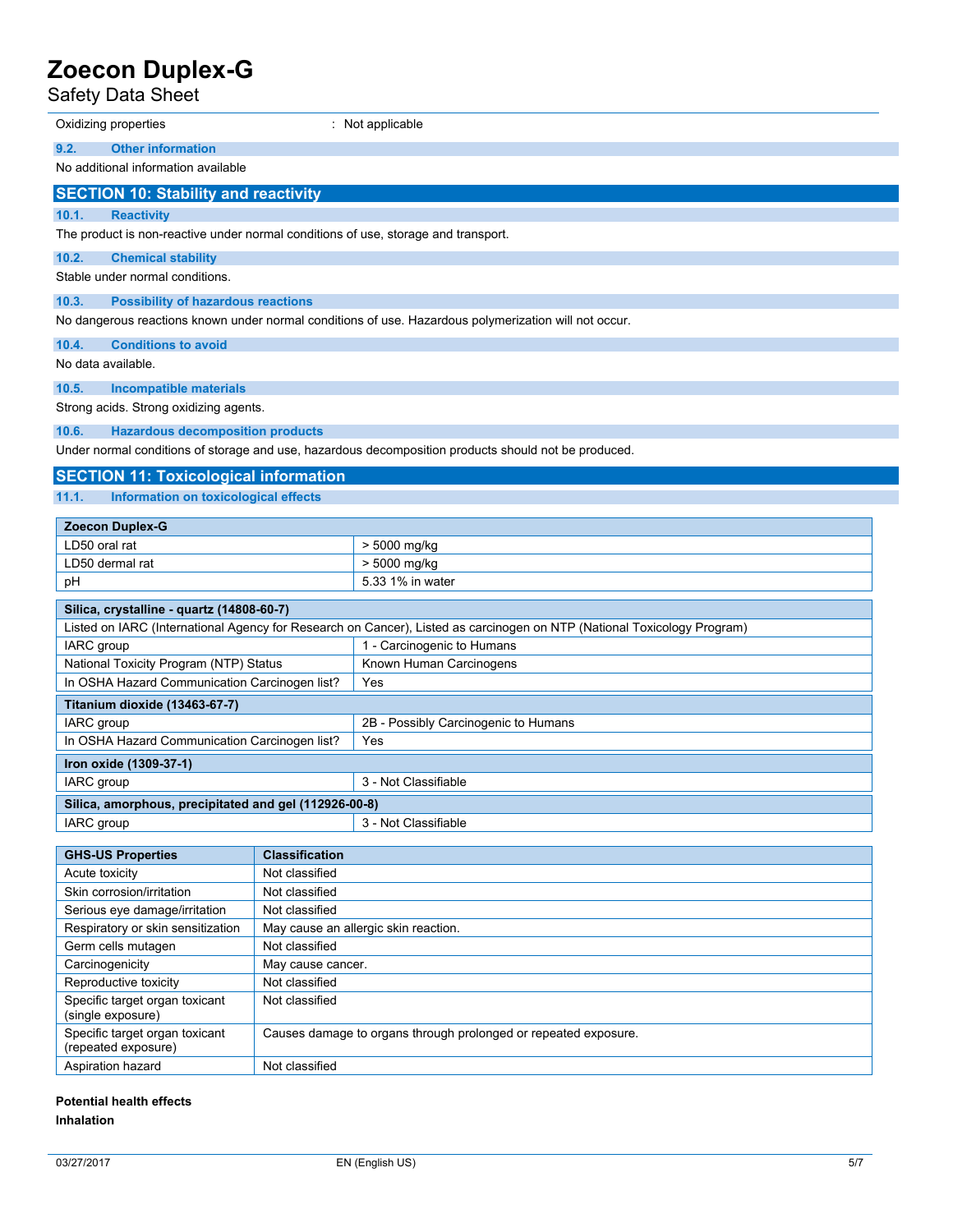Oxidizing properties : Not applicable

### 9.2. Other information

No additional information available

## SECTION 10: Stability and reactivity

### 10.1. Reactivity

The product is non-reactive under normal conditions of use, storage and transport.

### 10.2. Chemical stability

Stable under normal conditions.

### 10.3. Possibility of hazardous reactions

No dangerous reactions known under normal conditions of use. Hazardous polymerization will not occur.

### 10.4. Conditions to avoid

No data available.

### 10.5. Incompatible materials

Strong acids. Strong oxidizing agents.

### 10.6. Hazardous decomposition products

Under normal conditions of storage and use, hazardous decomposition products should not be produced.

## SECTION 11: Toxicological information

### 11.1. Information on toxicological effects

| Zoecon Duplex-G | |
|---|---|
| LD50 oral rat | > 5000 mg/kg |
| LD50 dermal rat | > 5000 mg/kg |
| pH | 5.33 1% in water |

| Silica, crystalline - quartz (14808-60-7) | |
|---|---|
| Listed on IARC (International Agency for Research on Cancer), Listed as carcinogen on NTP (National Toxicology Program) | |
| IARC group | 1 - Carcinogenic to Humans |
| National Toxicity Program (NTP) Status | Known Human Carcinogens |
| In OSHA Hazard Communication Carcinogen list? | Yes |

| Titanium dioxide (13463-67-7) | |
|---|---|
| IARC group | 2B - Possibly Carcinogenic to Humans |
| In OSHA Hazard Communication Carcinogen list? | Yes |

| Iron oxide (1309-37-1) | |
|---|---|
| IARC group | 3 - Not Classifiable |

| Silica, amorphous, precipitated and gel (112926-00-8) | |
|---|---|
| IARC group | 3 - Not Classifiable |

| GHS-US Properties | Classification |
|---|---|
| Acute toxicity | Not classified |
| Skin corrosion/irritation | Not classified |
| Serious eye damage/irritation | Not classified |
| Respiratory or skin sensitization | May cause an allergic skin reaction. |
| Germ cells mutagen | Not classified |
| Carcinogenicity | May cause cancer. |
| Reproductive toxicity | Not classified |
| Specific target organ toxicant (single exposure) | Not classified |
| Specific target organ toxicant (repeated exposure) | Causes damage to organs through prolonged or repeated exposure. |
| Aspiration hazard | Not classified |

**Potential health effects**

**Inhalation**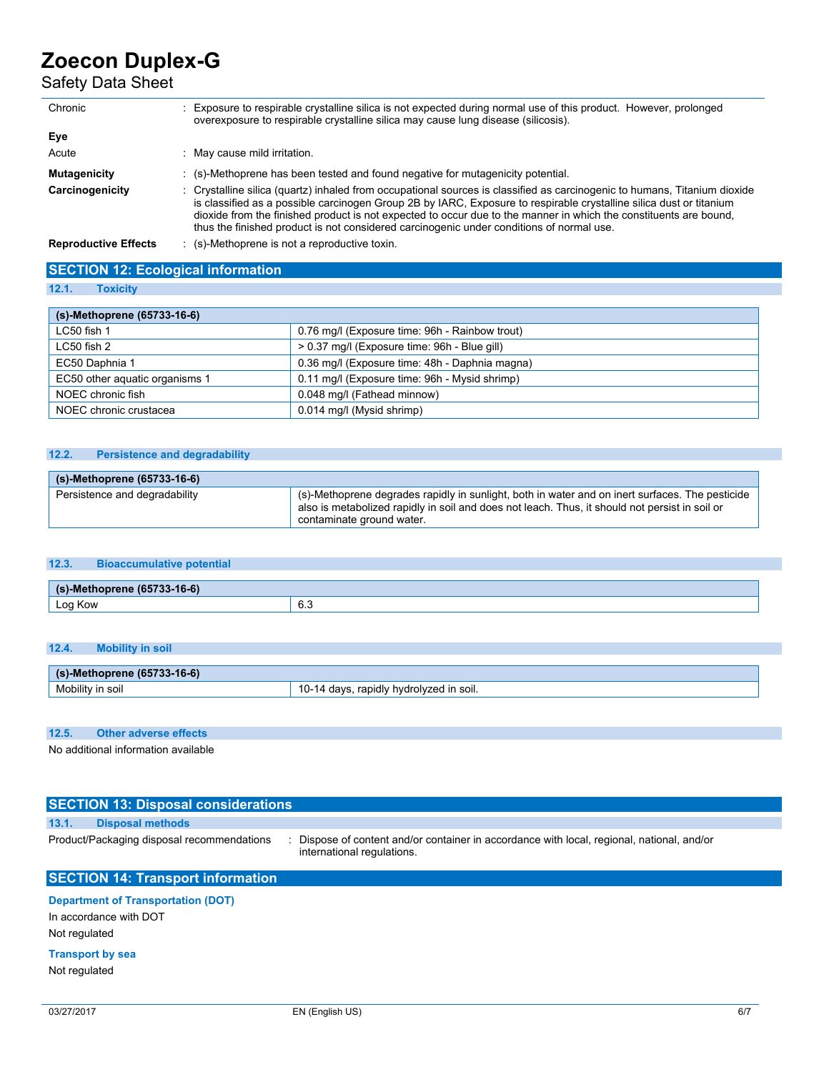| | | |
|---|---|---|
| Chronic | : | Exposure to respirable crystalline silica is not expected during normal use of this product. However, prolonged overexposure to respirable crystalline silica may cause lung disease (silicosis). |

**Eye**

| | | |
|---|---|---|
| Acute | : | May cause mild irritation. |
| **Mutagenicity** | : | (s)-Methoprene has been tested and found negative for mutagenicity potential. |
| **Carcinogenicity** | : | Crystalline silica (quartz) inhaled from occupational sources is classified as carcinogenic to humans, Titanium dioxide is classified as a possible carcinogen Group 2B by IARC, Exposure to respirable crystalline silica dust or titanium dioxide from the finished product is not expected to occur due to the manner in which the constituents are bound, thus the finished product is not considered carcinogenic under conditions of normal use. |
| **Reproductive Effects** | : | (s)-Methoprene is not a reproductive toxin. |

## SECTION 12: Ecological information

### 12.1. Toxicity

| (s)-Methoprene (65733-16-6) | |
|---|---|
| LC50 fish 1 | 0.76 mg/l (Exposure time: 96h - Rainbow trout) |
| LC50 fish 2 | > 0.37 mg/l (Exposure time: 96h - Blue gill) |
| EC50 Daphnia 1 | 0.36 mg/l (Exposure time: 48h - Daphnia magna) |
| EC50 other aquatic organisms 1 | 0.11 mg/l (Exposure time: 96h - Mysid shrimp) |
| NOEC chronic fish | 0.048 mg/l (Fathead minnow) |
| NOEC chronic crustacea | 0.014 mg/l (Mysid shrimp) |

### 12.2. Persistence and degradability

| (s)-Methoprene (65733-16-6) | |
|---|---|
| Persistence and degradability | (s)-Methoprene degrades rapidly in sunlight, both in water and on inert surfaces. The pesticide also is metabolized rapidly in soil and does not leach. Thus, it should not persist in soil or contaminate ground water. |

### 12.3. Bioaccumulative potential

| (s)-Methoprene (65733-16-6) | |
|---|---|
| Log Kow | 6.3 |

### 12.4. Mobility in soil

| (s)-Methoprene (65733-16-6) | |
|---|---|
| Mobility in soil | 10-14 days, rapidly hydrolyzed in soil. |

### 12.5. Other adverse effects

No additional information available

## SECTION 13: Disposal considerations

### 13.1. Disposal methods

| | | |
|---|---|---|
| Product/Packaging disposal recommendations | : | Dispose of content and/or container in accordance with local, regional, national, and/or international regulations. |

## SECTION 14: Transport information

**Department of Transportation (DOT)**

In accordance with DOT

Not regulated

**Transport by sea**

Not regulated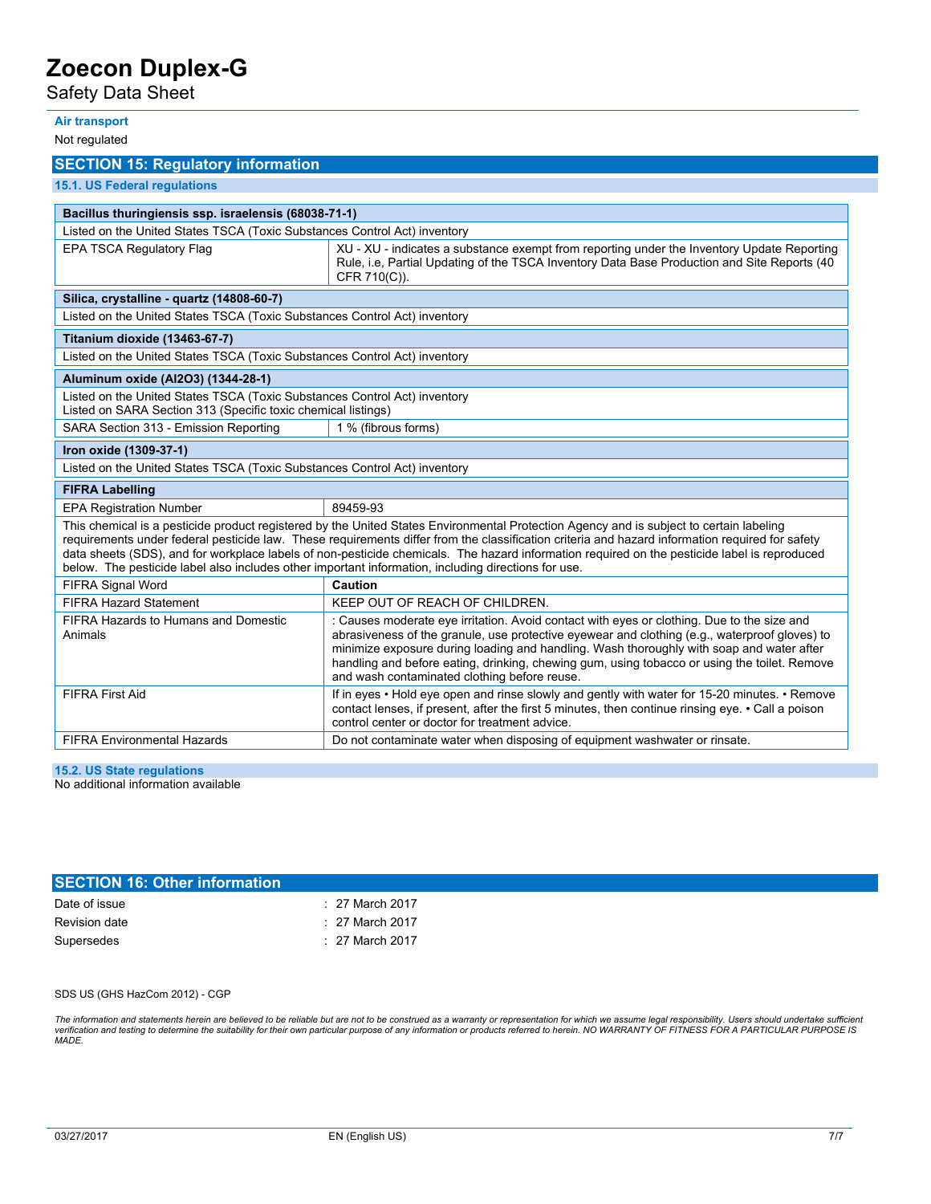**Air transport**

Not regulated

## SECTION 15: Regulatory information

### 15.1. US Federal regulations

| | |
|---|---|
| **Bacillus thuringiensis ssp. israelensis (68038-71-1)** | |
| Listed on the United States TSCA (Toxic Substances Control Act) inventory | |
| EPA TSCA Regulatory Flag | XU - XU - indicates a substance exempt from reporting under the Inventory Update Reporting Rule, i.e, Partial Updating of the TSCA Inventory Data Base Production and Site Reports (40 CFR 710(C)). |

| | |
|---|---|
| **Silica, crystalline - quartz (14808-60-7)** | |
| Listed on the United States TSCA (Toxic Substances Control Act) inventory | |

| | |
|---|---|
| **Titanium dioxide (13463-67-7)** | |
| Listed on the United States TSCA (Toxic Substances Control Act) inventory | |

| | |
|---|---|
| **Aluminum oxide ($Al_2O_3$) (1344-28-1)** | |
| Listed on the United States TSCA (Toxic Substances Control Act) inventory<br>Listed on SARA Section 313 (Specific toxic chemical listings) | |
| SARA Section 313 - Emission Reporting | 1 % (fibrous forms) |

| | |
|---|---|
| **Iron oxide (1309-37-1)** | |
| Listed on the United States TSCA (Toxic Substances Control Act) inventory | |

| | |
|---|---|
| **FIFRA Labelling** | |
| EPA Registration Number | 89459-93 |
| This chemical is a pesticide product registered by the United States Environmental Protection Agency and is subject to certain labeling requirements under federal pesticide law. These requirements differ from the classification criteria and hazard information required for safety data sheets (SDS), and for workplace labels of non-pesticide chemicals. The hazard information required on the pesticide label is reproduced below. The pesticide label also includes other important information, including directions for use. | |
| FIFRA Signal Word | **Caution** |
| FIFRA Hazard Statement | KEEP OUT OF REACH OF CHILDREN. |
| FIFRA Hazards to Humans and Domestic Animals | : Causes moderate eye irritation. Avoid contact with eyes or clothing. Due to the size and abrasiveness of the granule, use protective eyewear and clothing (e.g., waterproof gloves) to minimize exposure during loading and handling. Wash thoroughly with soap and water after handling and before eating, drinking, chewing gum, using tobacco or using the toilet. Remove and wash contaminated clothing before reuse. |
| FIFRA First Aid | If in eyes • Hold eye open and rinse slowly and gently with water for 15-20 minutes. • Remove contact lenses, if present, after the first 5 minutes, then continue rinsing eye. • Call a poison control center or doctor for treatment advice. |
| FIFRA Environmental Hazards | Do not contaminate water when disposing of equipment washwater or rinsate. |

### 15.2. US State regulations

No additional information available

## SECTION 16: Other information

Date of issue : 27 March 2017

Revision date : 27 March 2017

Supersedes : 27 March 2017

SDS US (GHS HazCom 2012) - CGP

*The information and statements herein are believed to be reliable but are not to be construed as a warranty or representation for which we assume legal responsibility. Users should undertake sufficient verification and testing to determine the suitability for their own particular purpose of any information or products referred to herein. NO WARRANTY OF FITNESS FOR A PARTICULAR PURPOSE IS MADE.*